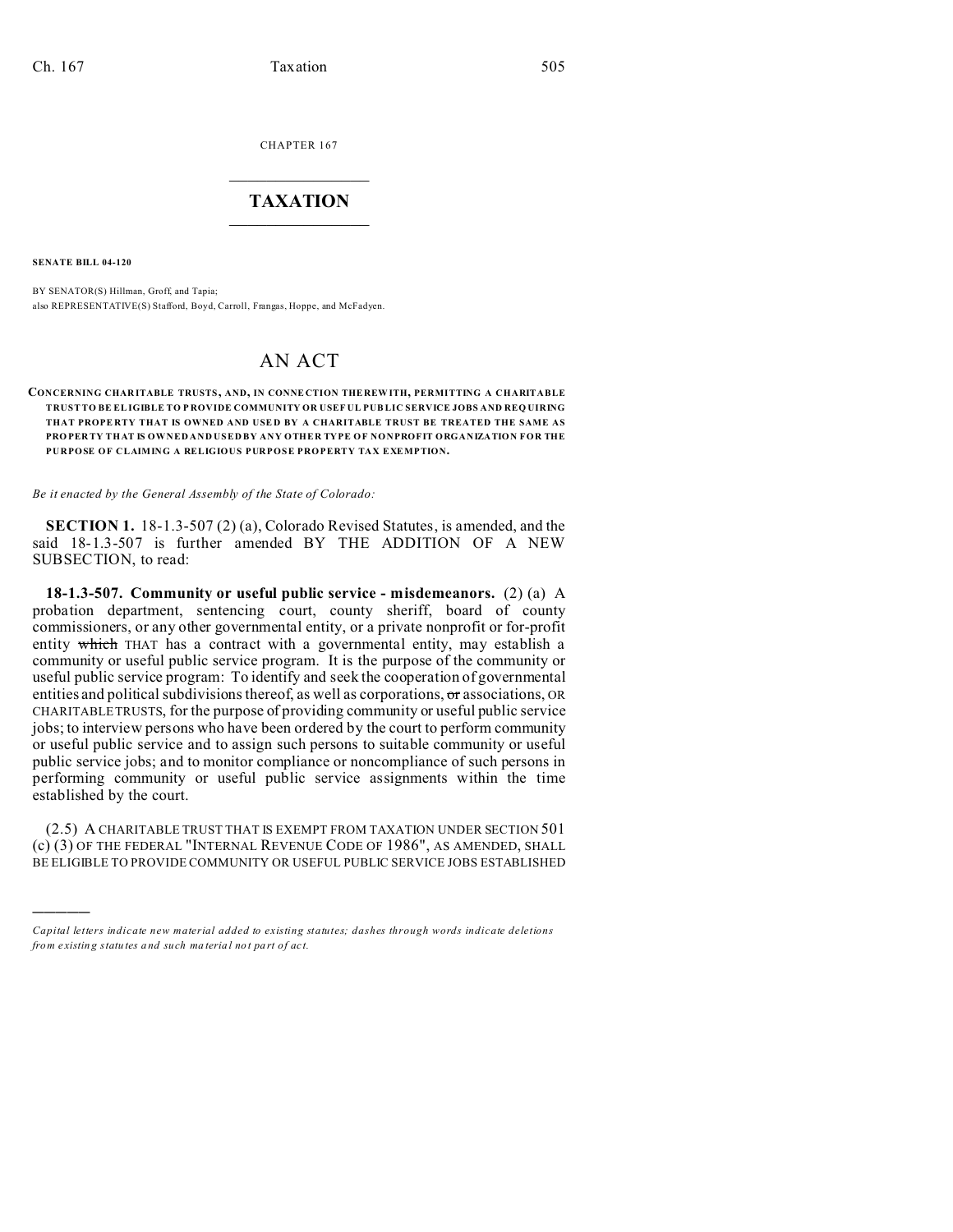CHAPTER 167

# TAXATION

**SENATE BILL 04-120**

BY SENATOR(S) Hillman, Groff, and Tapia;
also REPRESENTATIVE(S) Stafford, Boyd, Carroll, Frangas, Hoppe, and McFadyen.

# AN ACT

**CONCERNING CHARITABLE TRUSTS, AND, IN CONNECTION THEREWITH, PERMITTING A CHARITABLE TRUST TO BE ELIGIBLE TO PROVIDE COMMUNITY OR USEFUL PUBLIC SERVICE JOBS AND REQUIRING THAT PROPERTY THAT IS OWNED AND USED BY A CHARITABLE TRUST BE TREATED THE SAME AS PROPERTY THAT IS OWNED AND USED BY ANY OTHER TYPE OF NONPROFIT ORGANIZATION FOR THE PURPOSE OF CLAIMING A RELIGIOUS PURPOSE PROPERTY TAX EXEMPTION.**

*Be it enacted by the General Assembly of the State of Colorado:*

**SECTION 1.** 18-1.3-507 (2) (a), Colorado Revised Statutes, is amended, and the said 18-1.3-507 is further amended BY THE ADDITION OF A NEW SUBSECTION, to read:

**18-1.3-507. Community or useful public service - misdemeanors.** (2) (a) A probation department, sentencing court, county sheriff, board of county commissioners, or any other governmental entity, or a private nonprofit or for-profit entity ~~which~~ THAT has a contract with a governmental entity, may establish a community or useful public service program. It is the purpose of the community or useful public service program: To identify and seek the cooperation of governmental entities and political subdivisions thereof, as well as corporations, ~~or~~ associations, OR CHARITABLE TRUSTS, for the purpose of providing community or useful public service jobs; to interview persons who have been ordered by the court to perform community or useful public service and to assign such persons to suitable community or useful public service jobs; and to monitor compliance or noncompliance of such persons in performing community or useful public service assignments within the time established by the court.

(2.5) A CHARITABLE TRUST THAT IS EXEMPT FROM TAXATION UNDER SECTION 501 (c) (3) OF THE FEDERAL "INTERNAL REVENUE CODE OF 1986", AS AMENDED, SHALL BE ELIGIBLE TO PROVIDE COMMUNITY OR USEFUL PUBLIC SERVICE JOBS ESTABLISHED

---

*Capital letters indicate new material added to existing statutes; dashes through words indicate deletions from existing statutes and such material not part of act.*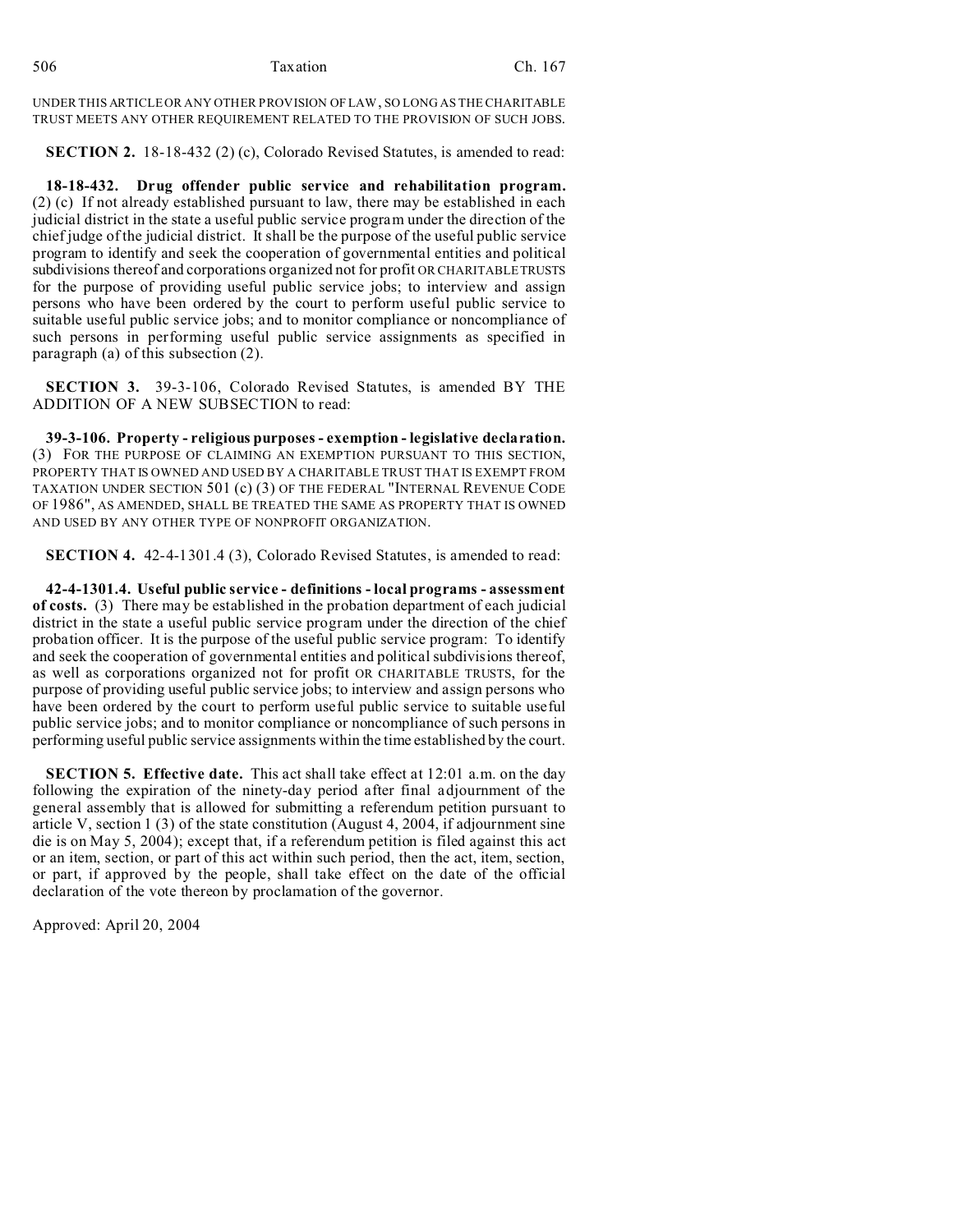UNDER THIS ARTICLE OR ANY OTHER PROVISION OF LAW, SO LONG AS THE CHARITABLE TRUST MEETS ANY OTHER REQUIREMENT RELATED TO THE PROVISION OF SUCH JOBS.

**SECTION 2.** 18-18-432 (2) (c), Colorado Revised Statutes, is amended to read:

**18-18-432. Drug offender public service and rehabilitation program.** (2) (c) If not already established pursuant to law, there may be established in each judicial district in the state a useful public service program under the direction of the chief judge of the judicial district. It shall be the purpose of the useful public service program to identify and seek the cooperation of governmental entities and political subdivisions thereof and corporations organized not for profit OR CHARITABLE TRUSTS for the purpose of providing useful public service jobs; to interview and assign persons who have been ordered by the court to perform useful public service to suitable useful public service jobs; and to monitor compliance or noncompliance of such persons in performing useful public service assignments as specified in paragraph (a) of this subsection (2).

**SECTION 3.** 39-3-106, Colorado Revised Statutes, is amended BY THE ADDITION OF A NEW SUBSECTION to read:

**39-3-106. Property - religious purposes - exemption - legislative declaration.** (3) FOR THE PURPOSE OF CLAIMING AN EXEMPTION PURSUANT TO THIS SECTION, PROPERTY THAT IS OWNED AND USED BY A CHARITABLE TRUST THAT IS EXEMPT FROM TAXATION UNDER SECTION 501 (c) (3) OF THE FEDERAL "INTERNAL REVENUE CODE OF 1986", AS AMENDED, SHALL BE TREATED THE SAME AS PROPERTY THAT IS OWNED AND USED BY ANY OTHER TYPE OF NONPROFIT ORGANIZATION.

**SECTION 4.** 42-4-1301.4 (3), Colorado Revised Statutes, is amended to read:

**42-4-1301.4. Useful public service - definitions - local programs - assessment of costs.** (3) There may be established in the probation department of each judicial district in the state a useful public service program under the direction of the chief probation officer. It is the purpose of the useful public service program: To identify and seek the cooperation of governmental entities and political subdivisions thereof, as well as corporations organized not for profit OR CHARITABLE TRUSTS, for the purpose of providing useful public service jobs; to interview and assign persons who have been ordered by the court to perform useful public service to suitable useful public service jobs; and to monitor compliance or noncompliance of such persons in performing useful public service assignments within the time established by the court.

**SECTION 5. Effective date.** This act shall take effect at 12:01 a.m. on the day following the expiration of the ninety-day period after final adjournment of the general assembly that is allowed for submitting a referendum petition pursuant to article V, section 1 (3) of the state constitution (August 4, 2004, if adjournment sine die is on May 5, 2004); except that, if a referendum petition is filed against this act or an item, section, or part of this act within such period, then the act, item, section, or part, if approved by the people, shall take effect on the date of the official declaration of the vote thereon by proclamation of the governor.

Approved: April 20, 2004